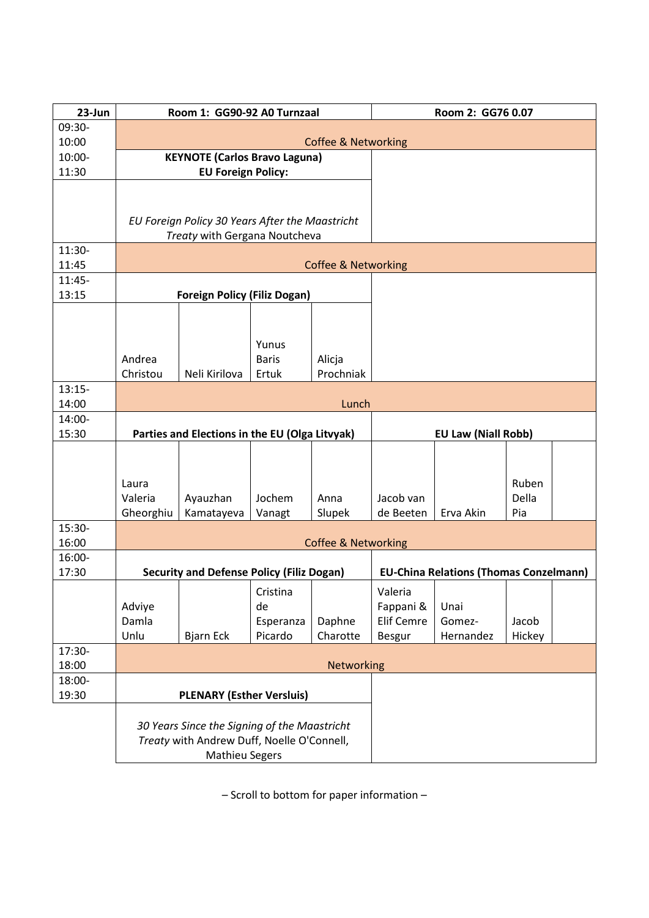| 23-Jun | Room 1: GG90-92 A0 Turnzaal | | | | Room 2: GG76 0.07 | | | |
|---|---|---|---|---|---|---|---|---|
| 09:30-10:00 | Coffee & Networking | | | | | | | |
| 10:00-11:30 | **KEYNOTE (Carlos Bravo Laguna)** **EU Foreign Policy:** | | | | | | | |
| | *EU Foreign Policy 30 Years After the Maastricht Treaty* with Gergana Noutcheva | | | | | | | |
| 11:30-11:45 | Coffee & Networking | | | | | | | |
| 11:45-13:15 | **Foreign Policy (Filiz Dogan)** | | | | | | | |
| | Andrea Christou | Neli Kirilova | Yunus Baris Ertuk | Alicja Prochniak | | | | |
| 13:15-14:00 | Lunch | | | | | | | |
| 14:00-15:30 | **Parties and Elections in the EU (Olga Litvyak)** | | | | **EU Law (Niall Robb)** | | | |
| | Laura Valeria Gheorghiu | Ayauzhan Kamatayeva | Jochem Vanagt | Anna Slupek | Jacob van de Beeten | Erva Akin | Ruben Della Pia | |
| 15:30-16:00 | Coffee & Networking | | | | | | | |
| 16:00-17:30 | **Security and Defense Policy (Filiz Dogan)** | | | | **EU-China Relations (Thomas Conzelmann)** | | | |
| | Adviye Damla Unlu | Bjarn Eck | Cristina de Esperanza Picardo | Daphne Charotte | Valeria Fappani & Elif Cemre Besgur | Unai Gomez-Hernandez | Jacob Hickey | |
| 17:30-18:00 | Networking | | | | | | | |
| 18:00-19:30 | **PLENARY (Esther Versluis)** | | | | | | | |
| | *30 Years Since the Signing of the Maastricht Treaty* with Andrew Duff, Noelle O'Connell, Mathieu Segers | | | | | | | |

– Scroll to bottom for paper information –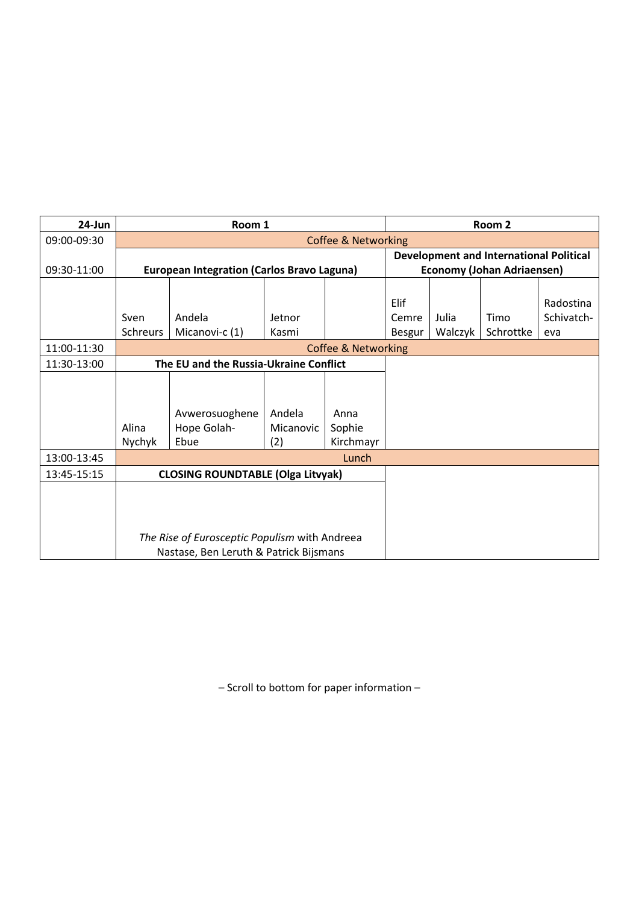| 24-Jun | Room 1 | | | | Room 2 | | | |
|---|---|---|---|---|---|---|---|---|
| 09:00-09:30 | Coffee & Networking | | | | | | | |
| 09:30-11:00 | **European Integration (Carlos Bravo Laguna)** | | | | **Development and International Political Economy (Johan Adriaensen)** | | | |
| | Sven Schreurs | Andela Micanovi-c (1) | Jetnor Kasmi | | Elif Cemre Besgur | Julia Walczyk | Timo Schrottke | Radostina Schivatch-eva |
| 11:00-11:30 | Coffee & Networking | | | | | | | |
| 11:30-13:00 | **The EU and the Russia-Ukraine Conflict** | | | | | | | |
| | Alina Nychyk | Avwerosuoghene Hope Golah-Ebue | Andela Micanovic (2) | Anna Sophie Kirchmayr | | | | |
| 13:00-13:45 | Lunch | | | | | | | |
| 13:45-15:15 | **CLOSING ROUNDTABLE (Olga Litvyak)** | | | | | | | |
| | *The Rise of Eurosceptic Populism* with Andreea Nastase, Ben Leruth & Patrick Bijsmans | | | | | | | |

– Scroll to bottom for paper information –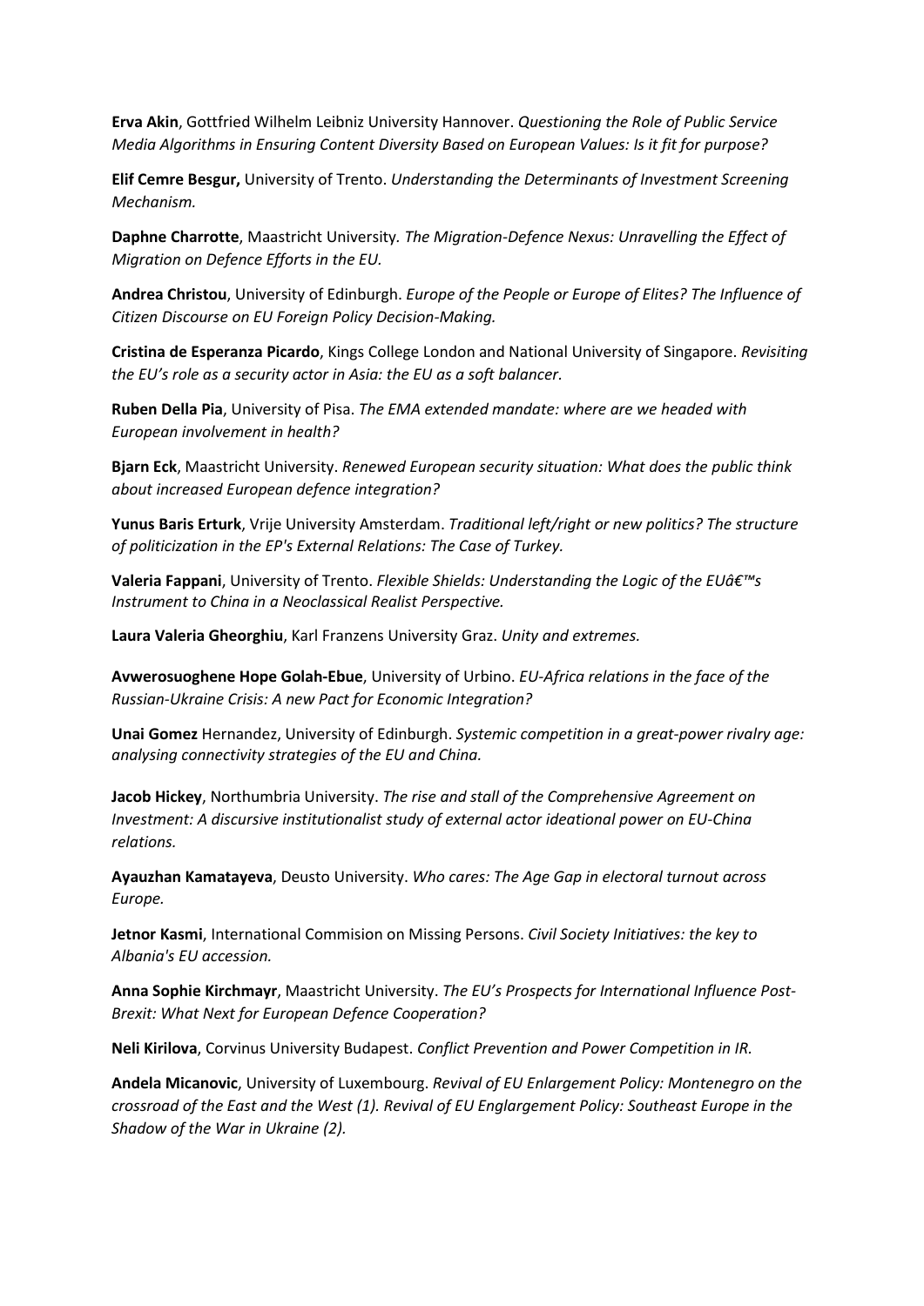**Erva Akin**, Gottfried Wilhelm Leibniz University Hannover. *Questioning the Role of Public Service Media Algorithms in Ensuring Content Diversity Based on European Values: Is it fit for purpose?*

**Elif Cemre Besgur,** University of Trento. *Understanding the Determinants of Investment Screening Mechanism.*

**Daphne Charrotte**, Maastricht University*. The Migration-Defence Nexus: Unravelling the Effect of Migration on Defence Efforts in the EU.*

**Andrea Christou**, University of Edinburgh. *Europe of the People or Europe of Elites? The Influence of Citizen Discourse on EU Foreign Policy Decision-Making.*

**Cristina de Esperanza Picardo**, Kings College London and National University of Singapore. *Revisiting the EU's role as a security actor in Asia: the EU as a soft balancer.*

**Ruben Della Pia**, University of Pisa. *The EMA extended mandate: where are we headed with European involvement in health?*

**Bjarn Eck**, Maastricht University. *Renewed European security situation: What does the public think about increased European defence integration?*

**Yunus Baris Erturk**, Vrije University Amsterdam. *Traditional left/right or new politics? The structure of politicization in the EP's External Relations: The Case of Turkey.*

**Valeria Fappani**, University of Trento. *Flexible Shields: Understanding the Logic of the EUâ€™s Instrument to China in a Neoclassical Realist Perspective.*

**Laura Valeria Gheorghiu**, Karl Franzens University Graz. *Unity and extremes.*

**Avwerosuoghene Hope Golah-Ebue**, University of Urbino. *EU-Africa relations in the face of the Russian-Ukraine Crisis: A new Pact for Economic Integration?*

**Unai Gomez** Hernandez, University of Edinburgh. *Systemic competition in a great-power rivalry age: analysing connectivity strategies of the EU and China.*

**Jacob Hickey**, Northumbria University. *The rise and stall of the Comprehensive Agreement on Investment: A discursive institutionalist study of external actor ideational power on EU-China relations.*

**Ayauzhan Kamatayeva**, Deusto University. *Who cares: The Age Gap in electoral turnout across Europe.*

**Jetnor Kasmi**, International Commision on Missing Persons. *Civil Society Initiatives: the key to Albania's EU accession.*

**Anna Sophie Kirchmayr**, Maastricht University. *The EU's Prospects for International Influence Post-Brexit: What Next for European Defence Cooperation?*

**Neli Kirilova**, Corvinus University Budapest. *Conflict Prevention and Power Competition in IR.*

**Andela Micanovic**, University of Luxembourg. *Revival of EU Enlargement Policy: Montenegro on the crossroad of the East and the West (1). Revival of EU Englargement Policy: Southeast Europe in the Shadow of the War in Ukraine (2).*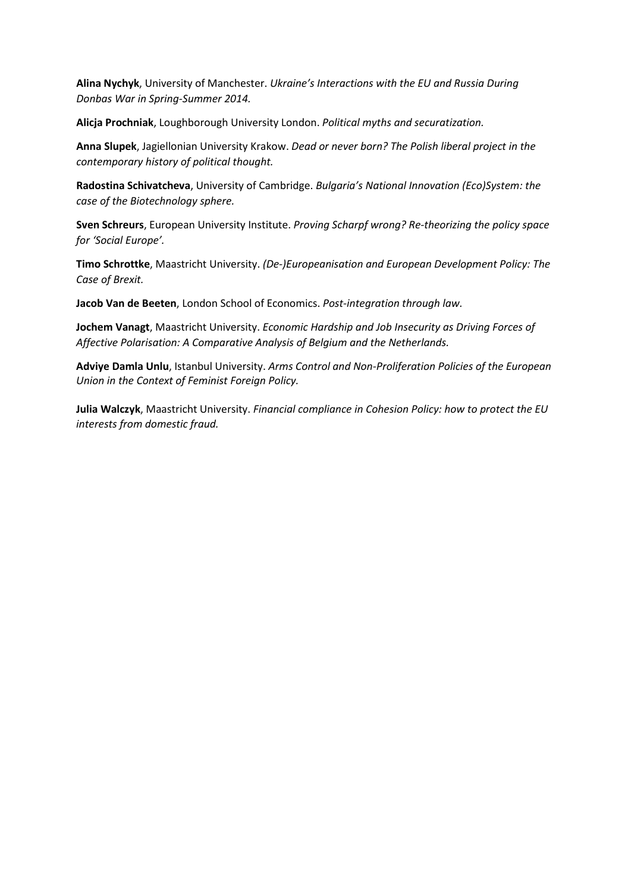**Alina Nychyk**, University of Manchester. *Ukraine's Interactions with the EU and Russia During Donbas War in Spring-Summer 2014.*

**Alicja Prochniak**, Loughborough University London. *Political myths and securatization.*

**Anna Slupek**, Jagiellonian University Krakow. *Dead or never born? The Polish liberal project in the contemporary history of political thought.*

**Radostina Schivatcheva**, University of Cambridge. *Bulgaria's National Innovation (Eco)System: the case of the Biotechnology sphere.*

**Sven Schreurs**, European University Institute. *Proving Scharpf wrong? Re-theorizing the policy space for 'Social Europe'.*

**Timo Schrottke**, Maastricht University. *(De-)Europeanisation and European Development Policy: The Case of Brexit.*

**Jacob Van de Beeten**, London School of Economics. *Post-integration through law.*

**Jochem Vanagt**, Maastricht University. *Economic Hardship and Job Insecurity as Driving Forces of Affective Polarisation: A Comparative Analysis of Belgium and the Netherlands.*

**Adviye Damla Unlu**, Istanbul University. *Arms Control and Non-Proliferation Policies of the European Union in the Context of Feminist Foreign Policy.*

**Julia Walczyk**, Maastricht University. *Financial compliance in Cohesion Policy: how to protect the EU interests from domestic fraud.*